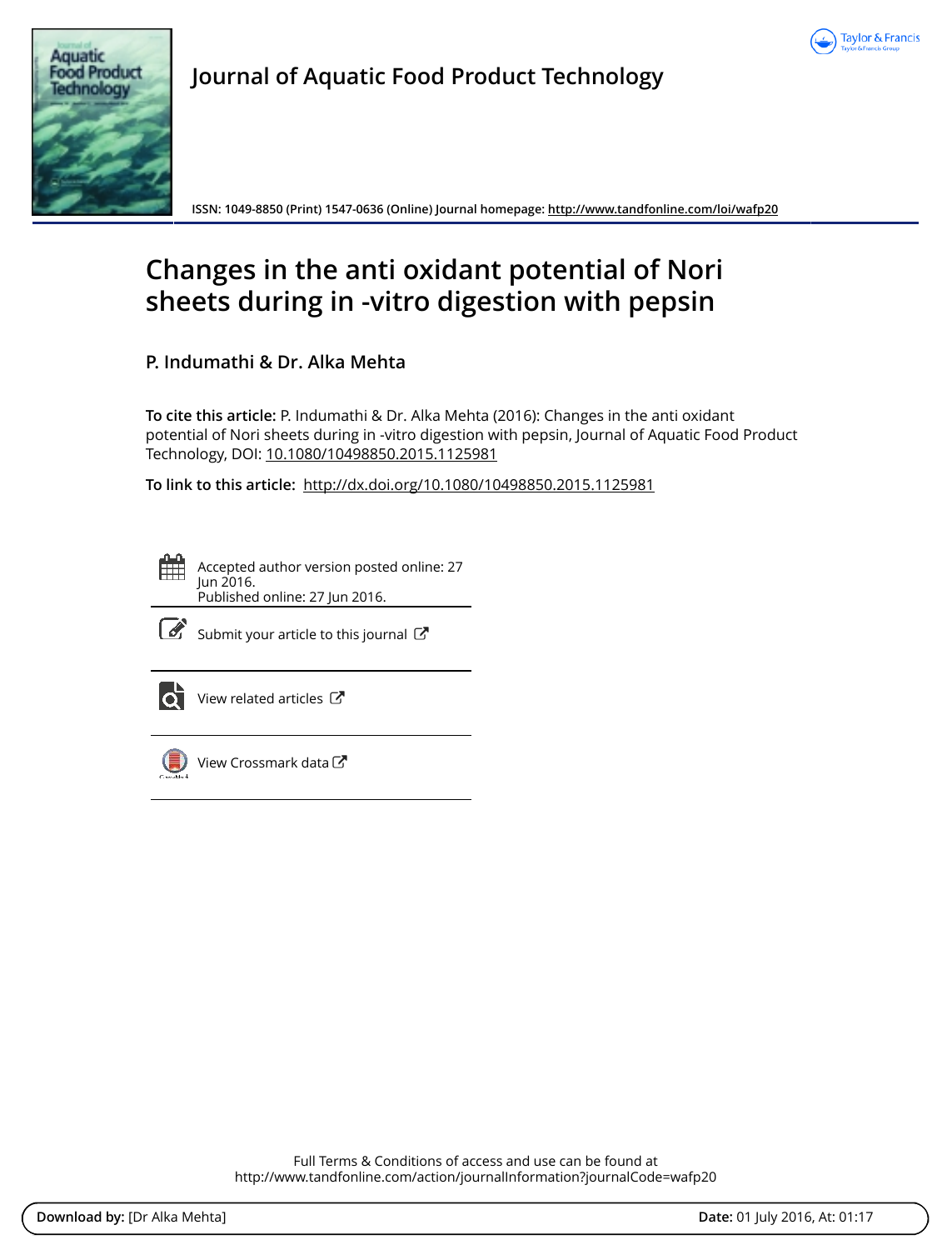# Journal of Aquatic Food Product Technology

ISSN: 1049-8850 (Print) 1547-0636 (Online) Journal homepage: http://www.tandfonline.com/loi/wafp20

## Changes in the anti oxidant potential of Nori sheets during in -vitro digestion with pepsin

**P. Indumathi & Dr. Alka Mehta**

**To cite this article:** P. Indumathi & Dr. Alka Mehta (2016): Changes in the anti oxidant potential of Nori sheets during in -vitro digestion with pepsin, Journal of Aquatic Food Product Technology, DOI: 10.1080/10498850.2015.1125981

**To link to this article:** http://dx.doi.org/10.1080/10498850.2015.1125981

Accepted author version posted online: 27 Jun 2016.
Published online: 27 Jun 2016.

Submit your article to this journal

View related articles

View Crossmark data

Full Terms & Conditions of access and use can be found at
http://www.tandfonline.com/action/journalInformation?journalCode=wafp20

**Download by:** [Dr Alka Mehta] **Date:** 01 July 2016, At: 01:17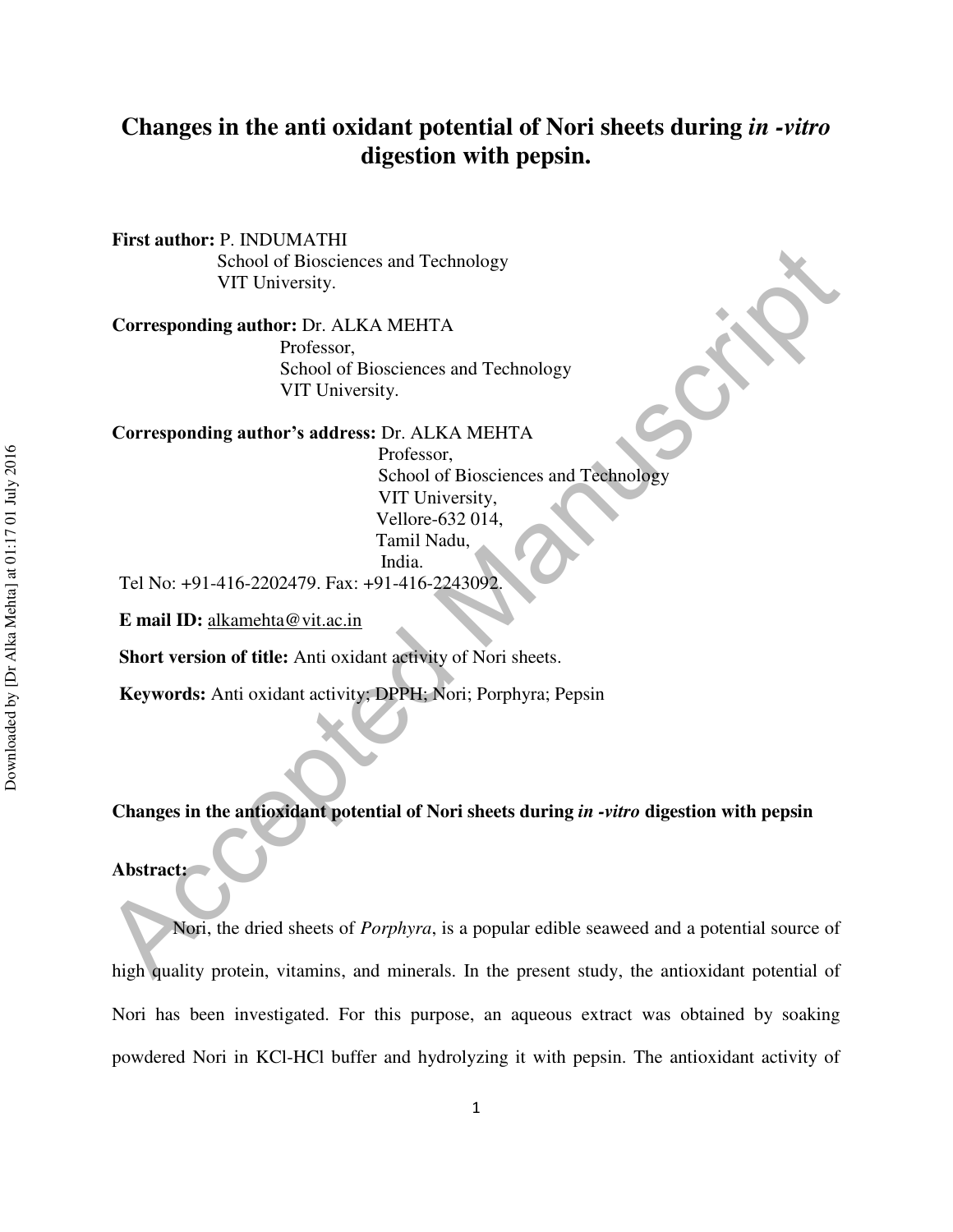# Changes in the anti oxidant potential of Nori sheets during *in -vitro* digestion with pepsin.

**First author:** P. INDUMATHI
School of Biosciences and Technology
VIT University.

**Corresponding author:** Dr. ALKA MEHTA
Professor,
School of Biosciences and Technology
VIT University.

**Corresponding author's address:** Dr. ALKA MEHTA
Professor,
School of Biosciences and Technology
VIT University,
Vellore-632 014,
Tamil Nadu,
India.

Tel No: +91-416-2202479. Fax: +91-416-2243092.

**E mail ID:** alkamehta@vit.ac.in

**Short version of title:** Anti oxidant activity of Nori sheets.

**Keywords:** Anti oxidant activity; DPPH; Nori; Porphyra; Pepsin

## Changes in the antioxidant potential of Nori sheets during *in -vitro* digestion with pepsin

**Abstract:**

Nori, the dried sheets of *Porphyra*, is a popular edible seaweed and a potential source of high quality protein, vitamins, and minerals. In the present study, the antioxidant potential of Nori has been investigated. For this purpose, an aqueous extract was obtained by soaking powdered Nori in KCl-HCl buffer and hydrolyzing it with pepsin. The antioxidant activity of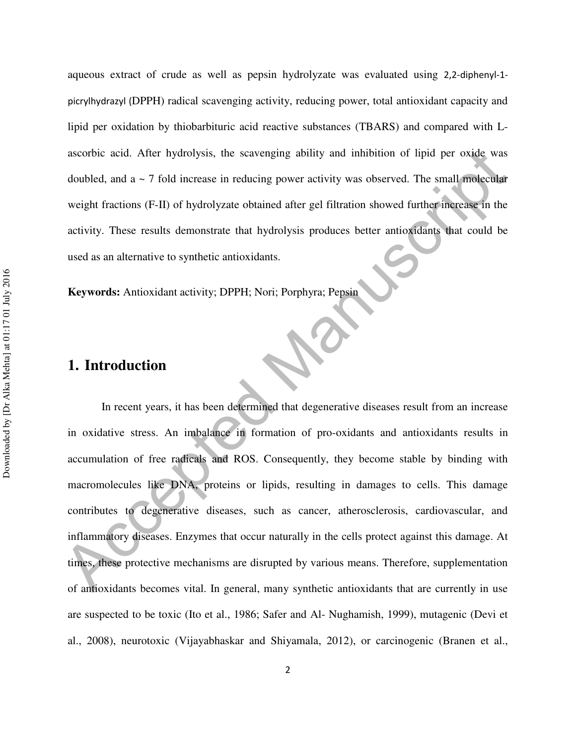aqueous extract of crude as well as pepsin hydrolyzate was evaluated using 2,2-diphenyl-1-picrylhydrazyl (DPPH) radical scavenging activity, reducing power, total antioxidant capacity and lipid per oxidation by thiobarbituric acid reactive substances (TBARS) and compared with L-ascorbic acid. After hydrolysis, the scavenging ability and inhibition of lipid per oxide was doubled, and a ~ 7 fold increase in reducing power activity was observed. The small molecular weight fractions (F-II) of hydrolyzate obtained after gel filtration showed further increase in the activity. These results demonstrate that hydrolysis produces better antioxidants that could be used as an alternative to synthetic antioxidants.

**Keywords:** Antioxidant activity; DPPH; Nori; Porphyra; Pepsin

# 1. Introduction

In recent years, it has been determined that degenerative diseases result from an increase in oxidative stress. An imbalance in formation of pro-oxidants and antioxidants results in accumulation of free radicals and ROS. Consequently, they become stable by binding with macromolecules like DNA, proteins or lipids, resulting in damages to cells. This damage contributes to degenerative diseases, such as cancer, atherosclerosis, cardiovascular, and inflammatory diseases. Enzymes that occur naturally in the cells protect against this damage. At times, these protective mechanisms are disrupted by various means. Therefore, supplementation of antioxidants becomes vital. In general, many synthetic antioxidants that are currently in use are suspected to be toxic (Ito et al., 1986; Safer and Al- Nughamish, 1999), mutagenic (Devi et al., 2008), neurotoxic (Vijayabhaskar and Shiyamala, 2012), or carcinogenic (Branen et al.,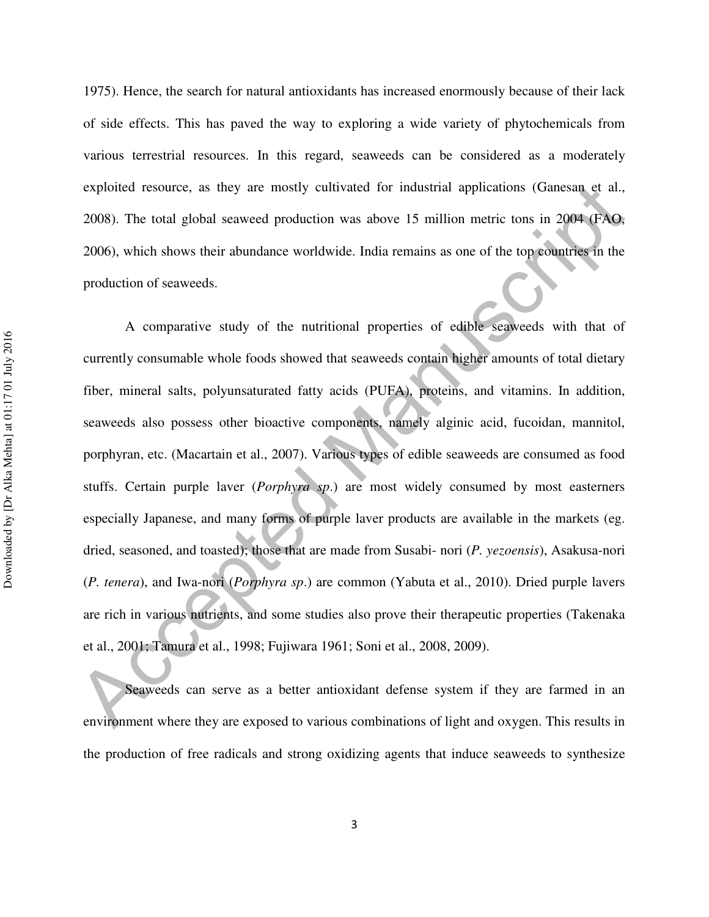1975). Hence, the search for natural antioxidants has increased enormously because of their lack of side effects. This has paved the way to exploring a wide variety of phytochemicals from various terrestrial resources. In this regard, seaweeds can be considered as a moderately exploited resource, as they are mostly cultivated for industrial applications (Ganesan et al., 2008). The total global seaweed production was above 15 million metric tons in 2004 (FAO, 2006), which shows their abundance worldwide. India remains as one of the top countries in the production of seaweeds.

A comparative study of the nutritional properties of edible seaweeds with that of currently consumable whole foods showed that seaweeds contain higher amounts of total dietary fiber, mineral salts, polyunsaturated fatty acids (PUFA), proteins, and vitamins. In addition, seaweeds also possess other bioactive components, namely alginic acid, fucoidan, mannitol, porphyran, etc. (Macartain et al., 2007). Various types of edible seaweeds are consumed as food stuffs. Certain purple laver (*Porphyra sp.*) are most widely consumed by most easterners especially Japanese, and many forms of purple laver products are available in the markets (eg. dried, seasoned, and toasted); those that are made from Susabi- nori (*P. yezoensis*), Asakusa-nori (*P. tenera*), and Iwa-nori (*Porphyra sp.*) are common (Yabuta et al., 2010). Dried purple lavers are rich in various nutrients, and some studies also prove their therapeutic properties (Takenaka et al., 2001; Tamura et al., 1998; Fujiwara 1961; Soni et al., 2008, 2009).

Seaweeds can serve as a better antioxidant defense system if they are farmed in an environment where they are exposed to various combinations of light and oxygen. This results in the production of free radicals and strong oxidizing agents that induce seaweeds to synthesize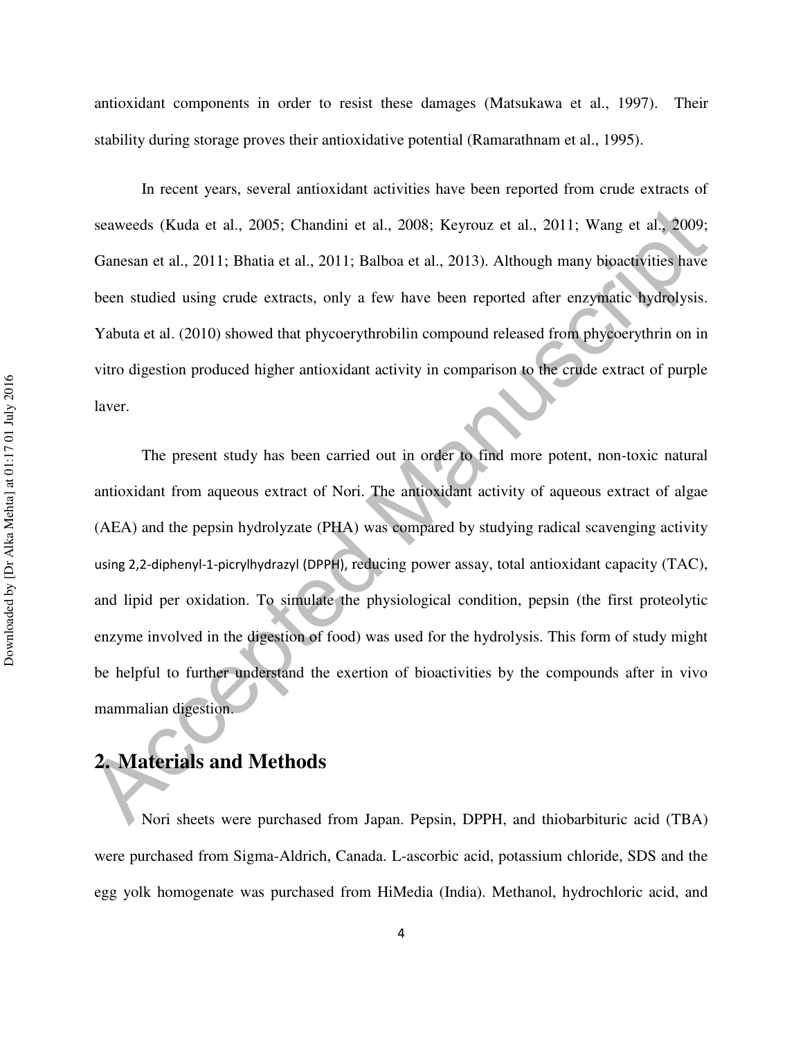antioxidant components in order to resist these damages (Matsukawa et al., 1997). Their stability during storage proves their antioxidative potential (Ramarathnam et al., 1995).

In recent years, several antioxidant activities have been reported from crude extracts of seaweeds (Kuda et al., 2005; Chandini et al., 2008; Keyrouz et al., 2011; Wang et al., 2009; Ganesan et al., 2011; Bhatia et al., 2011; Balboa et al., 2013). Although many bioactivities have been studied using crude extracts, only a few have been reported after enzymatic hydrolysis. Yabuta et al. (2010) showed that phycoerythrobilin compound released from phycoerythrin on in vitro digestion produced higher antioxidant activity in comparison to the crude extract of purple laver.

The present study has been carried out in order to find more potent, non-toxic natural antioxidant from aqueous extract of Nori. The antioxidant activity of aqueous extract of algae (AEA) and the pepsin hydrolyzate (PHA) was compared by studying radical scavenging activity using 2,2-diphenyl-1-picrylhydrazyl (DPPH), reducing power assay, total antioxidant capacity (TAC), and lipid per oxidation. To simulate the physiological condition, pepsin (the first proteolytic enzyme involved in the digestion of food) was used for the hydrolysis. This form of study might be helpful to further understand the exertion of bioactivities by the compounds after in vivo mammalian digestion.

## 2. Materials and Methods

Nori sheets were purchased from Japan. Pepsin, DPPH, and thiobarbituric acid (TBA) were purchased from Sigma-Aldrich, Canada. L-ascorbic acid, potassium chloride, SDS and the egg yolk homogenate was purchased from HiMedia (India). Methanol, hydrochloric acid, and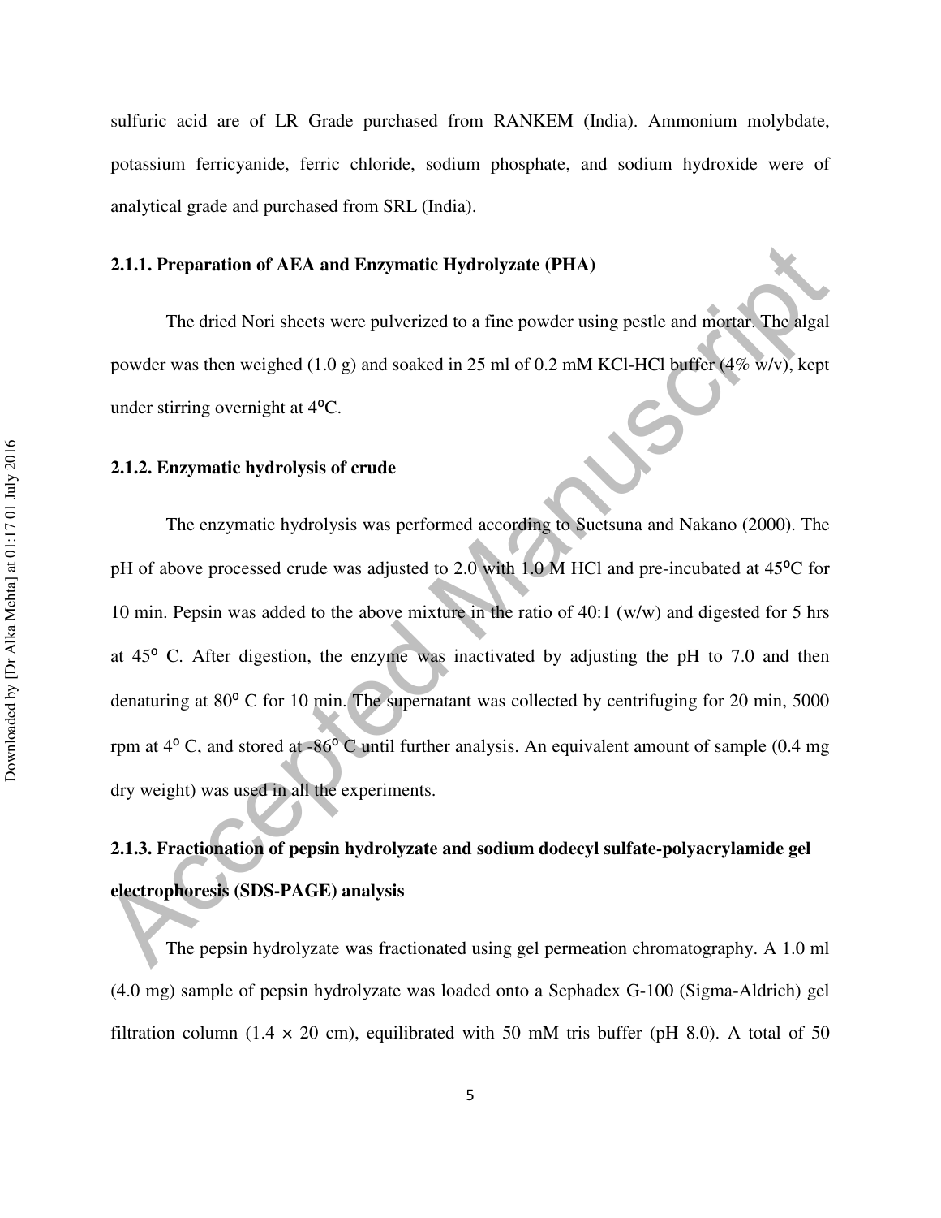sulfuric acid are of LR Grade purchased from RANKEM (India). Ammonium molybdate, potassium ferricyanide, ferric chloride, sodium phosphate, and sodium hydroxide were of analytical grade and purchased from SRL (India).

### 2.1.1. Preparation of AEA and Enzymatic Hydrolyzate (PHA)

The dried Nori sheets were pulverized to a fine powder using pestle and mortar. The algal powder was then weighed (1.0 g) and soaked in 25 ml of 0.2 mM KCl-HCl buffer (4% w/v), kept under stirring overnight at 4$^{o}$C.

### 2.1.2. Enzymatic hydrolysis of crude

The enzymatic hydrolysis was performed according to Suetsuna and Nakano (2000). The pH of above processed crude was adjusted to 2.0 with 1.0 M HCl and pre-incubated at 45$^{o}$C for 10 min. Pepsin was added to the above mixture in the ratio of 40:1 (w/w) and digested for 5 hrs at 45$^{o}$ C. After digestion, the enzyme was inactivated by adjusting the pH to 7.0 and then denaturing at 80$^{o}$ C for 10 min. The supernatant was collected by centrifuging for 20 min, 5000 rpm at 4$^{o}$ C, and stored at -86$^{o}$ C until further analysis. An equivalent amount of sample (0.4 mg dry weight) was used in all the experiments.

### 2.1.3. Fractionation of pepsin hydrolyzate and sodium dodecyl sulfate-polyacrylamide gel electrophoresis (SDS-PAGE) analysis

The pepsin hydrolyzate was fractionated using gel permeation chromatography. A 1.0 ml (4.0 mg) sample of pepsin hydrolyzate was loaded onto a Sephadex G-100 (Sigma-Aldrich) gel filtration column (1.4 × 20 cm), equilibrated with 50 mM tris buffer (pH 8.0). A total of 50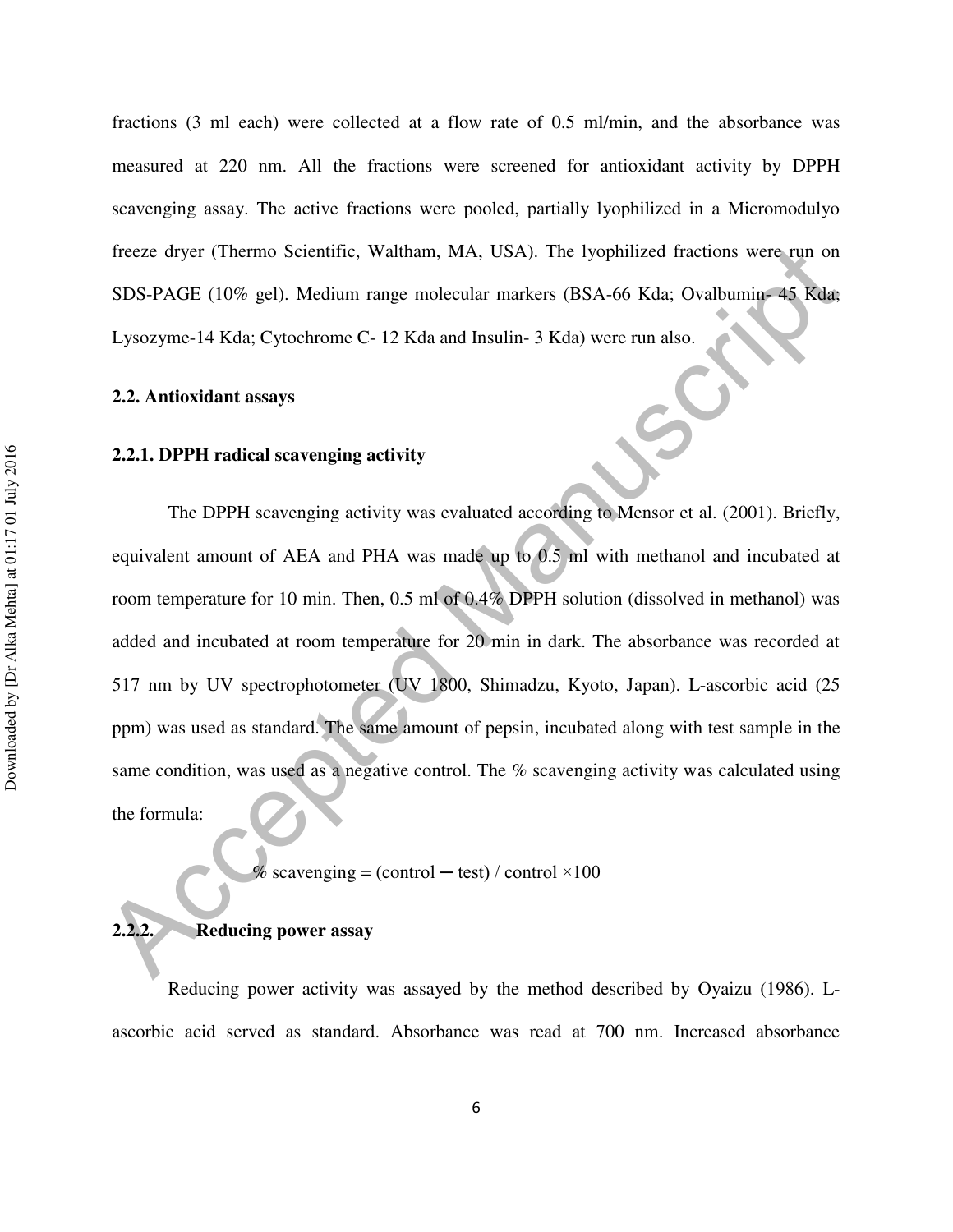fractions (3 ml each) were collected at a flow rate of 0.5 ml/min, and the absorbance was measured at 220 nm. All the fractions were screened for antioxidant activity by DPPH scavenging assay. The active fractions were pooled, partially lyophilized in a Micromodulyo freeze dryer (Thermo Scientific, Waltham, MA, USA). The lyophilized fractions were run on SDS-PAGE (10% gel). Medium range molecular markers (BSA-66 Kda; Ovalbumin- 45 Kda; Lysozyme-14 Kda; Cytochrome C- 12 Kda and Insulin- 3 Kda) were run also.

### 2.2. Antioxidant assays

#### 2.2.1. DPPH radical scavenging activity

The DPPH scavenging activity was evaluated according to Mensor et al. (2001). Briefly, equivalent amount of AEA and PHA was made up to 0.5 ml with methanol and incubated at room temperature for 10 min. Then, 0.5 ml of 0.4% DPPH solution (dissolved in methanol) was added and incubated at room temperature for 20 min in dark. The absorbance was recorded at 517 nm by UV spectrophotometer (UV 1800, Shimadzu, Kyoto, Japan). L-ascorbic acid (25 ppm) was used as standard. The same amount of pepsin, incubated along with test sample in the same condition, was used as a negative control. The % scavenging activity was calculated using the formula:

$$\% \text{ scavenging} = (\text{control} - \text{test}) / \text{control} \times 100$$

#### 2.2.2. Reducing power assay

Reducing power activity was assayed by the method described by Oyaizu (1986). L-ascorbic acid served as standard. Absorbance was read at 700 nm. Increased absorbance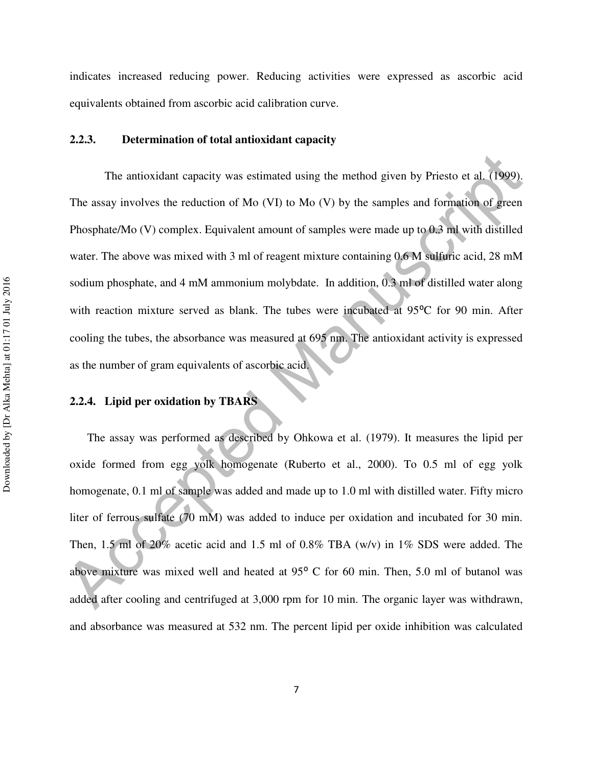indicates increased reducing power. Reducing activities were expressed as ascorbic acid equivalents obtained from ascorbic acid calibration curve.

### 2.2.3. Determination of total antioxidant capacity

The antioxidant capacity was estimated using the method given by Priesto et al. (1999). The assay involves the reduction of Mo (VI) to Mo (V) by the samples and formation of green Phosphate/Mo (V) complex. Equivalent amount of samples were made up to 0.3 ml with distilled water. The above was mixed with 3 ml of reagent mixture containing 0.6 M sulfuric acid, 28 mM sodium phosphate, and 4 mM ammonium molybdate. In addition, 0.3 ml of distilled water along with reaction mixture served as blank. The tubes were incubated at 95°C for 90 min. After cooling the tubes, the absorbance was measured at 695 nm. The antioxidant activity is expressed as the number of gram equivalents of ascorbic acid.

### 2.2.4. Lipid per oxidation by TBARS

The assay was performed as described by Ohkowa et al. (1979). It measures the lipid per oxide formed from egg yolk homogenate (Ruberto et al., 2000). To 0.5 ml of egg yolk homogenate, 0.1 ml of sample was added and made up to 1.0 ml with distilled water. Fifty micro liter of ferrous sulfate (70 mM) was added to induce per oxidation and incubated for 30 min. Then, 1.5 ml of 20% acetic acid and 1.5 ml of 0.8% TBA (w/v) in 1% SDS were added. The above mixture was mixed well and heated at 95° C for 60 min. Then, 5.0 ml of butanol was added after cooling and centrifuged at 3,000 rpm for 10 min. The organic layer was withdrawn, and absorbance was measured at 532 nm. The percent lipid per oxide inhibition was calculated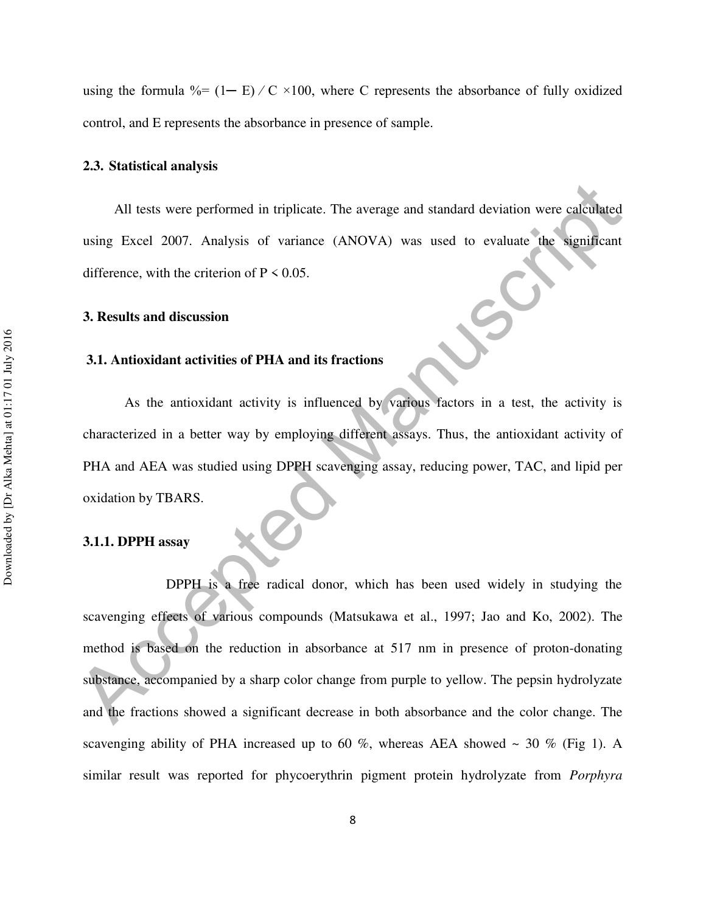using the formula %= (1─ E) ⁄ C ×100, where C represents the absorbance of fully oxidized control, and E represents the absorbance in presence of sample.

### 2.3. Statistical analysis

All tests were performed in triplicate. The average and standard deviation were calculated using Excel 2007. Analysis of variance (ANOVA) was used to evaluate the significant difference, with the criterion of $P < 0.05$.

## 3. Results and discussion

### 3.1. Antioxidant activities of PHA and its fractions

As the antioxidant activity is influenced by various factors in a test, the activity is characterized in a better way by employing different assays. Thus, the antioxidant activity of PHA and AEA was studied using DPPH scavenging assay, reducing power, TAC, and lipid per oxidation by TBARS.

#### 3.1.1. DPPH assay

DPPH is a free radical donor, which has been used widely in studying the scavenging effects of various compounds (Matsukawa et al., 1997; Jao and Ko, 2002). The method is based on the reduction in absorbance at 517 nm in presence of proton-donating substance, accompanied by a sharp color change from purple to yellow. The pepsin hydrolyzate and the fractions showed a significant decrease in both absorbance and the color change. The scavenging ability of PHA increased up to 60 %, whereas AEA showed ~ 30 % (Fig 1). A similar result was reported for phycoerythrin pigment protein hydrolyzate from *Porphyra*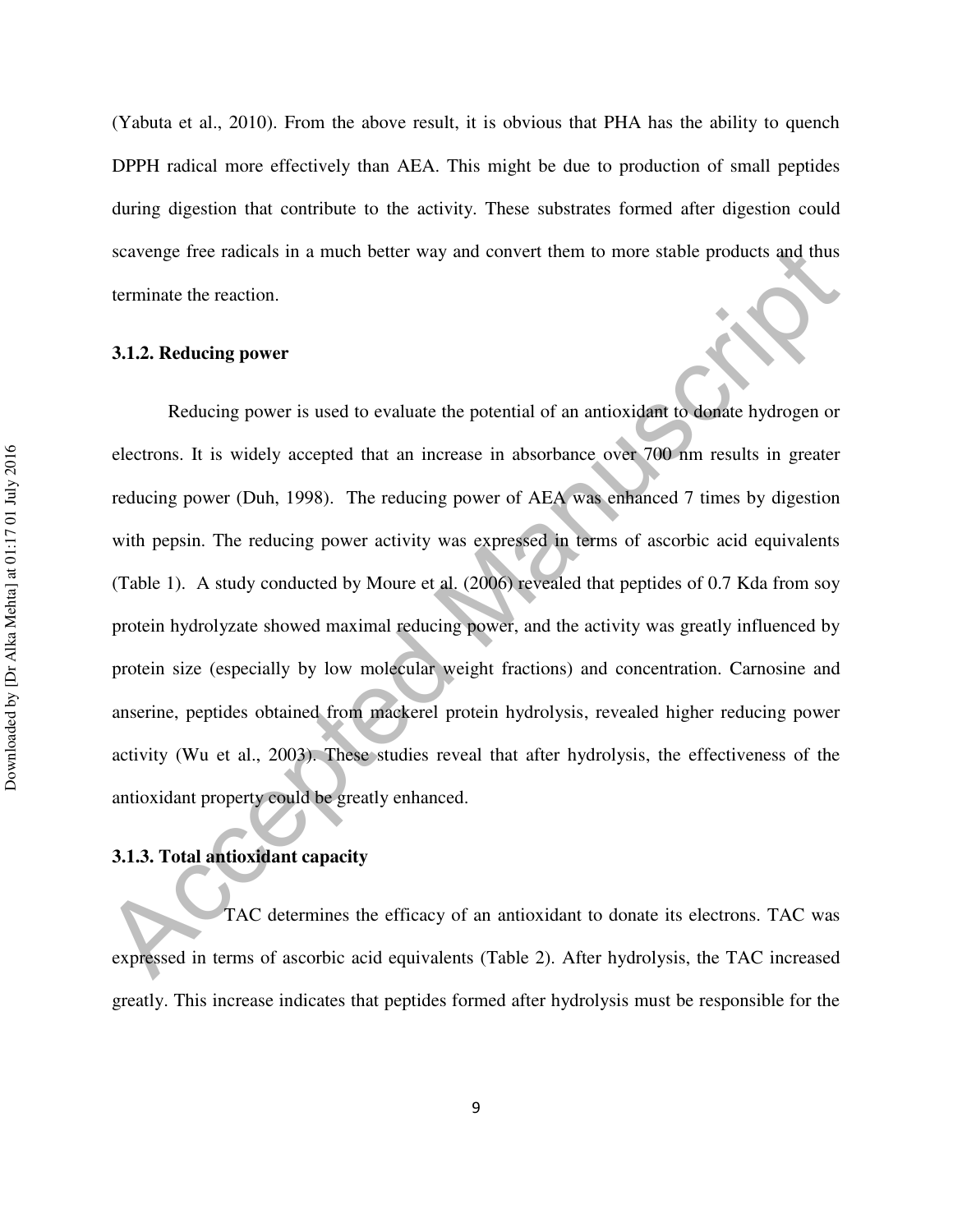(Yabuta et al., 2010). From the above result, it is obvious that PHA has the ability to quench DPPH radical more effectively than AEA. This might be due to production of small peptides during digestion that contribute to the activity. These substrates formed after digestion could scavenge free radicals in a much better way and convert them to more stable products and thus terminate the reaction.

### 3.1.2. Reducing power

Reducing power is used to evaluate the potential of an antioxidant to donate hydrogen or electrons. It is widely accepted that an increase in absorbance over 700 nm results in greater reducing power (Duh, 1998). The reducing power of AEA was enhanced 7 times by digestion with pepsin. The reducing power activity was expressed in terms of ascorbic acid equivalents (Table 1). A study conducted by Moure et al. (2006) revealed that peptides of 0.7 Kda from soy protein hydrolyzate showed maximal reducing power, and the activity was greatly influenced by protein size (especially by low molecular weight fractions) and concentration. Carnosine and anserine, peptides obtained from mackerel protein hydrolysis, revealed higher reducing power activity (Wu et al., 2003). These studies reveal that after hydrolysis, the effectiveness of the antioxidant property could be greatly enhanced.

### 3.1.3. Total antioxidant capacity

TAC determines the efficacy of an antioxidant to donate its electrons. TAC was expressed in terms of ascorbic acid equivalents (Table 2). After hydrolysis, the TAC increased greatly. This increase indicates that peptides formed after hydrolysis must be responsible for the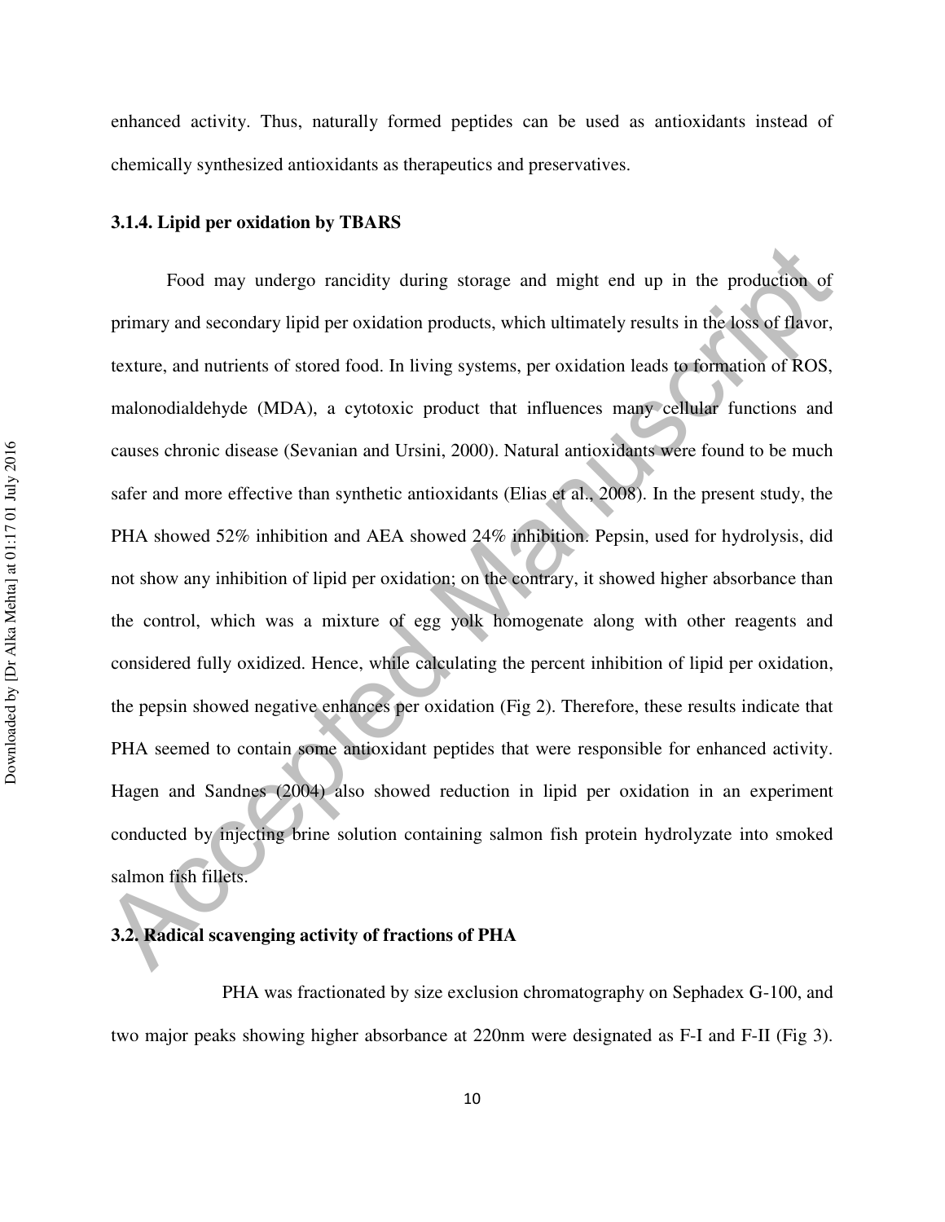enhanced activity. Thus, naturally formed peptides can be used as antioxidants instead of chemically synthesized antioxidants as therapeutics and preservatives.

### 3.1.4. Lipid per oxidation by TBARS

Food may undergo rancidity during storage and might end up in the production of primary and secondary lipid per oxidation products, which ultimately results in the loss of flavor, texture, and nutrients of stored food. In living systems, per oxidation leads to formation of ROS, malonodialdehyde (MDA), a cytotoxic product that influences many cellular functions and causes chronic disease (Sevanian and Ursini, 2000). Natural antioxidants were found to be much safer and more effective than synthetic antioxidants (Elias et al., 2008). In the present study, the PHA showed 52% inhibition and AEA showed 24% inhibition. Pepsin, used for hydrolysis, did not show any inhibition of lipid per oxidation; on the contrary, it showed higher absorbance than the control, which was a mixture of egg yolk homogenate along with other reagents and considered fully oxidized. Hence, while calculating the percent inhibition of lipid per oxidation, the pepsin showed negative enhances per oxidation (Fig 2). Therefore, these results indicate that PHA seemed to contain some antioxidant peptides that were responsible for enhanced activity. Hagen and Sandnes (2004) also showed reduction in lipid per oxidation in an experiment conducted by injecting brine solution containing salmon fish protein hydrolyzate into smoked salmon fish fillets.

## 3.2. Radical scavenging activity of fractions of PHA

PHA was fractionated by size exclusion chromatography on Sephadex G-100, and two major peaks showing higher absorbance at 220nm were designated as F-I and F-II (Fig 3).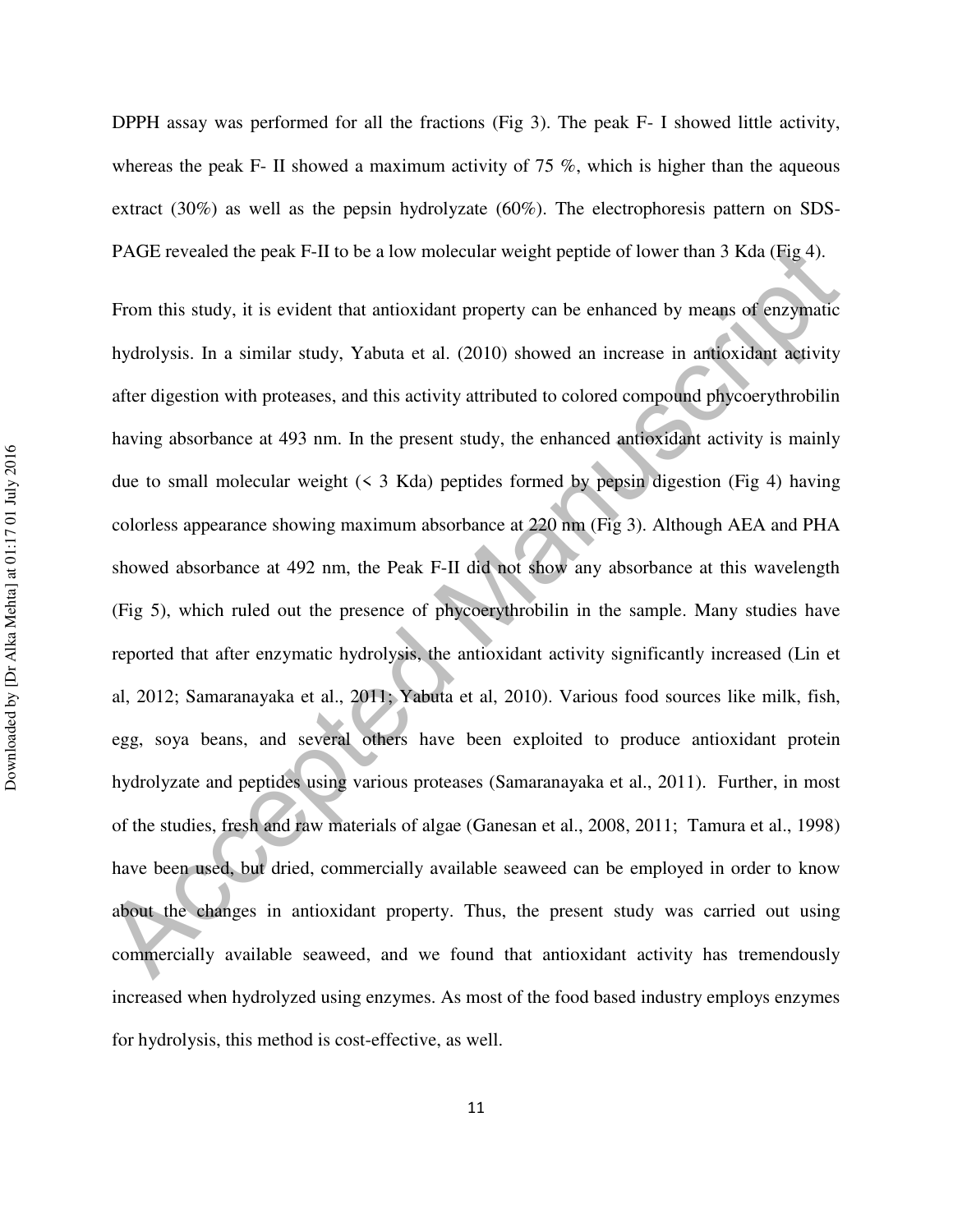DPPH assay was performed for all the fractions (Fig 3). The peak F- I showed little activity, whereas the peak F- II showed a maximum activity of 75 %, which is higher than the aqueous extract (30%) as well as the pepsin hydrolyzate (60%). The electrophoresis pattern on SDS-PAGE revealed the peak F-II to be a low molecular weight peptide of lower than 3 Kda (Fig 4).

From this study, it is evident that antioxidant property can be enhanced by means of enzymatic hydrolysis. In a similar study, Yabuta et al. (2010) showed an increase in antioxidant activity after digestion with proteases, and this activity attributed to colored compound phycoerythrobilin having absorbance at 493 nm. In the present study, the enhanced antioxidant activity is mainly due to small molecular weight (< 3 Kda) peptides formed by pepsin digestion (Fig 4) having colorless appearance showing maximum absorbance at 220 nm (Fig 3). Although AEA and PHA showed absorbance at 492 nm, the Peak F-II did not show any absorbance at this wavelength (Fig 5), which ruled out the presence of phycoerythrobilin in the sample. Many studies have reported that after enzymatic hydrolysis, the antioxidant activity significantly increased (Lin et al, 2012; Samaranayaka et al., 2011; Yabuta et al, 2010). Various food sources like milk, fish, egg, soya beans, and several others have been exploited to produce antioxidant protein hydrolyzate and peptides using various proteases (Samaranayaka et al., 2011). Further, in most of the studies, fresh and raw materials of algae (Ganesan et al., 2008, 2011; Tamura et al., 1998) have been used, but dried, commercially available seaweed can be employed in order to know about the changes in antioxidant property. Thus, the present study was carried out using commercially available seaweed, and we found that antioxidant activity has tremendously increased when hydrolyzed using enzymes. As most of the food based industry employs enzymes for hydrolysis, this method is cost-effective, as well.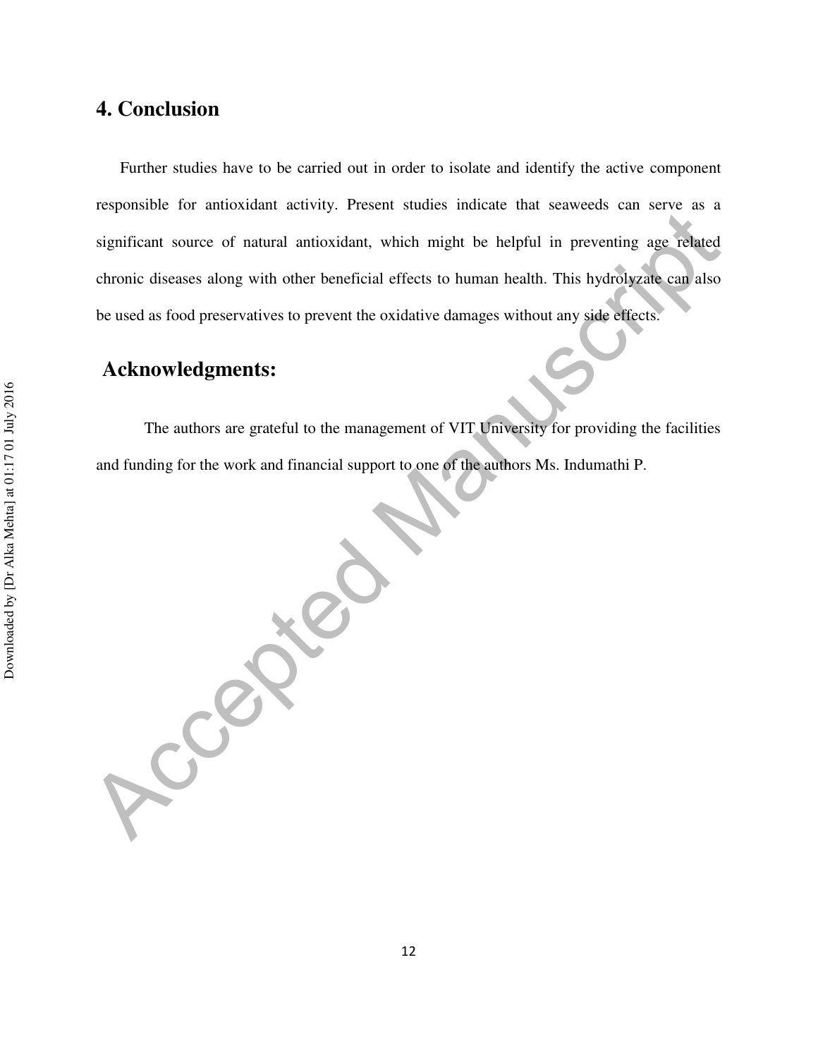## 4. Conclusion

Further studies have to be carried out in order to isolate and identify the active component responsible for antioxidant activity. Present studies indicate that seaweeds can serve as a significant source of natural antioxidant, which might be helpful in preventing age related chronic diseases along with other beneficial effects to human health. This hydrolyzate can also be used as food preservatives to prevent the oxidative damages without any side effects.

## Acknowledgments:

The authors are grateful to the management of VIT University for providing the facilities and funding for the work and financial support to one of the authors Ms. Indumathi P.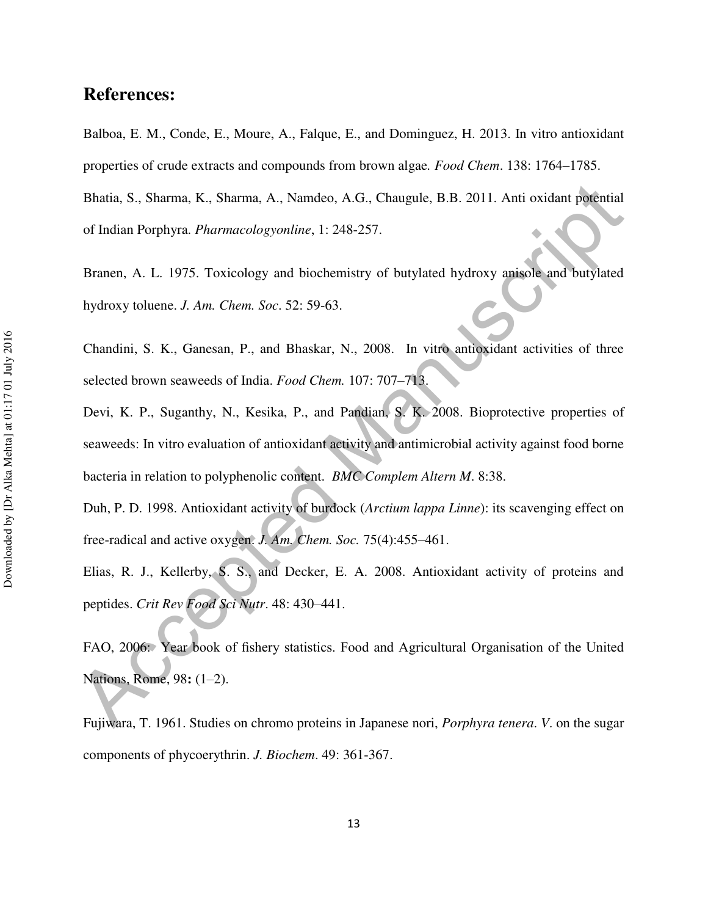## References:

Balboa, E. M., Conde, E., Moure, A., Falque, E., and Dominguez, H. 2013. In vitro antioxidant properties of crude extracts and compounds from brown algae. *Food Chem*. 138: 1764–1785.

Bhatia, S., Sharma, K., Sharma, A., Namdeo, A.G., Chaugule, B.B. 2011. Anti oxidant potential of Indian Porphyra. *Pharmacologyonline*, 1: 248-257.

Branen, A. L. 1975. Toxicology and biochemistry of butylated hydroxy anisole and butylated hydroxy toluene. *J. Am. Chem. Soc*. 52: 59-63.

Chandini, S. K., Ganesan, P., and Bhaskar, N., 2008. In vitro antioxidant activities of three selected brown seaweeds of India. *Food Chem.* 107: 707–713.

Devi, K. P., Suganthy, N., Kesika, P., and Pandian, S. K. 2008. Bioprotective properties of seaweeds: In vitro evaluation of antioxidant activity and antimicrobial activity against food borne bacteria in relation to polyphenolic content. *BMC Complem Altern M*. 8:38.

Duh, P. D. 1998. Antioxidant activity of burdock (*Arctium lappa Linne*): its scavenging effect on free-radical and active oxygen. *J. Am. Chem. Soc.* 75(4):455–461.

Elias, R. J., Kellerby, S. S., and Decker, E. A. 2008. Antioxidant activity of proteins and peptides. *Crit Rev Food Sci Nutr*. 48: 430–441.

FAO, 2006: Year book of fishery statistics. Food and Agricultural Organisation of the United Nations, Rome, 98**:** (1–2).

Fujiwara, T. 1961. Studies on chromo proteins in Japanese nori, *Porphyra tenera*. *V*. on the sugar components of phycoerythrin. *J. Biochem*. 49: 361-367.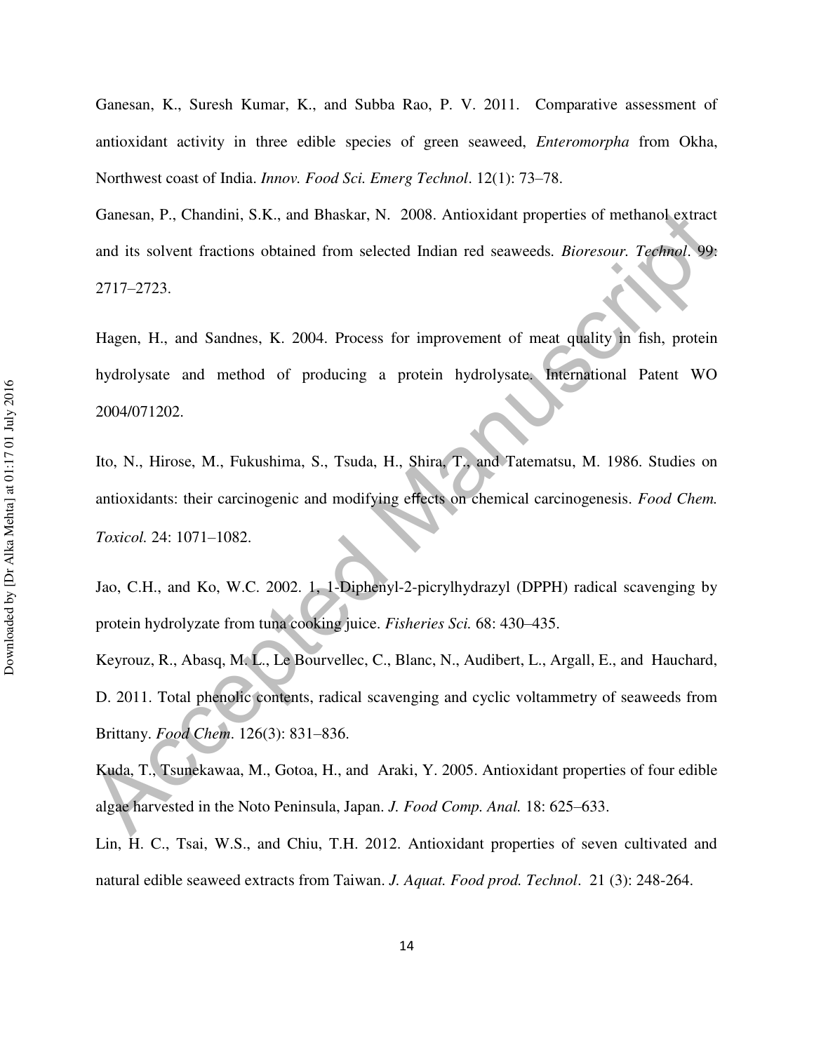Ganesan, K., Suresh Kumar, K., and Subba Rao, P. V. 2011. Comparative assessment of antioxidant activity in three edible species of green seaweed, *Enteromorpha* from Okha, Northwest coast of India. *Innov. Food Sci. Emerg Technol*. 12(1): 73–78.

Ganesan, P., Chandini, S.K., and Bhaskar, N. 2008. Antioxidant properties of methanol extract and its solvent fractions obtained from selected Indian red seaweeds. *Bioresour. Technol*. 99: 2717–2723.

Hagen, H., and Sandnes, K. 2004. Process for improvement of meat quality in fish, protein hydrolysate and method of producing a protein hydrolysate. International Patent WO 2004/071202.

Ito, N., Hirose, M., Fukushima, S., Tsuda, H., Shira, T., and Tatematsu, M. 1986. Studies on antioxidants: their carcinogenic and modifying effects on chemical carcinogenesis. *Food Chem. Toxicol.* 24: 1071–1082.

Jao, C.H., and Ko, W.C. 2002. 1, 1-Diphenyl-2-picrylhydrazyl (DPPH) radical scavenging by protein hydrolyzate from tuna cooking juice. *Fisheries Sci.* 68: 430–435.

Keyrouz, R., Abasq, M. L., Le Bourvellec, C., Blanc, N., Audibert, L., Argall, E., and Hauchard, D. 2011. Total phenolic contents, radical scavenging and cyclic voltammetry of seaweeds from Brittany. *Food Chem*. 126(3): 831–836.

Kuda, T., Tsunekawaa, M., Gotoa, H., and Araki, Y. 2005. Antioxidant properties of four edible algae harvested in the Noto Peninsula, Japan. *J. Food Comp. Anal.* 18: 625–633.

Lin, H. C., Tsai, W.S., and Chiu, T.H. 2012. Antioxidant properties of seven cultivated and natural edible seaweed extracts from Taiwan. *J. Aquat. Food prod. Technol*. 21 (3): 248-264.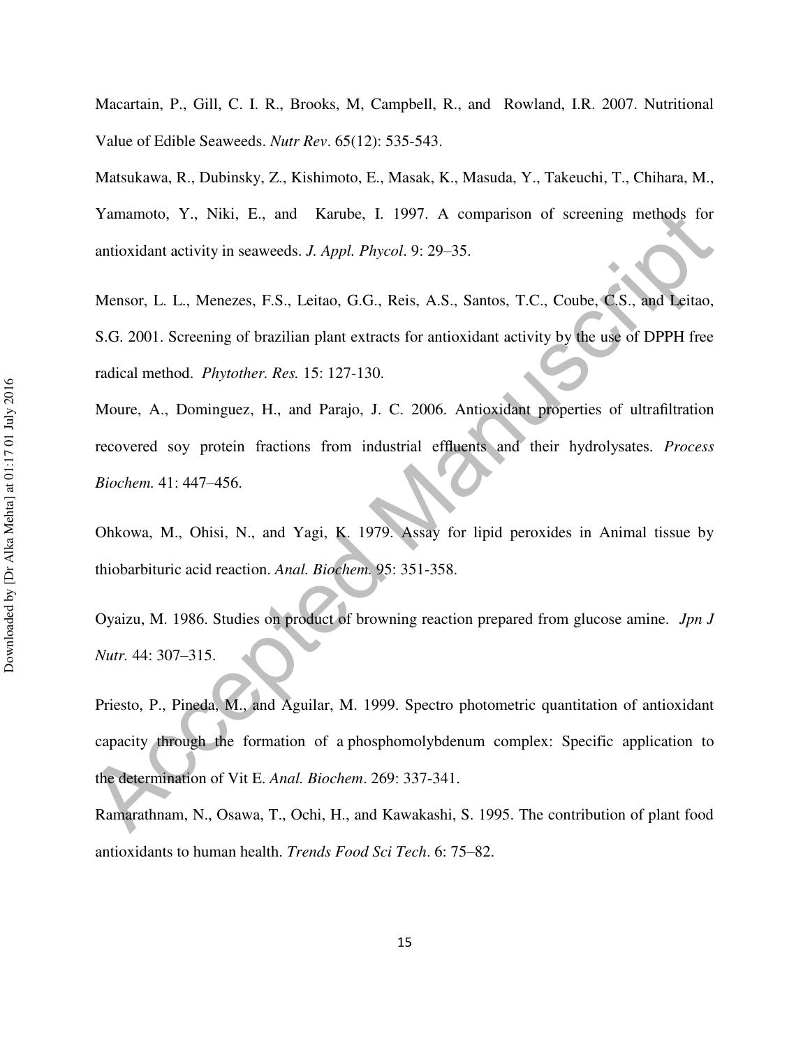Macartain, P., Gill, C. I. R., Brooks, M, Campbell, R., and Rowland, I.R. 2007. Nutritional Value of Edible Seaweeds. *Nutr Rev*. 65(12): 535-543.

Matsukawa, R., Dubinsky, Z., Kishimoto, E., Masak, K., Masuda, Y., Takeuchi, T., Chihara, M., Yamamoto, Y., Niki, E., and Karube, I. 1997. A comparison of screening methods for antioxidant activity in seaweeds. *J. Appl. Phycol*. 9: 29–35.

Mensor, L. L., Menezes, F.S., Leitao, G.G., Reis, A.S., Santos, T.C., Coube, C.S., and Leitao, S.G. 2001. Screening of brazilian plant extracts for antioxidant activity by the use of DPPH free radical method. *Phytother. Res.* 15: 127-130.

Moure, A., Dominguez, H., and Parajo, J. C. 2006. Antioxidant properties of ultrafiltration recovered soy protein fractions from industrial effluents and their hydrolysates. *Process Biochem.* 41: 447–456.

Ohkowa, M., Ohisi, N., and Yagi, K. 1979. Assay for lipid peroxides in Animal tissue by thiobarbituric acid reaction. *Anal. Biochem.* 95: 351-358.

Oyaizu, M. 1986. Studies on product of browning reaction prepared from glucose amine. *Jpn J Nutr.* 44: 307–315.

Priesto, P., Pineda, M., and Aguilar, M. 1999. Spectro photometric quantitation of antioxidant capacity through the formation of a phosphomolybdenum complex: Specific application to the determination of Vit E. *Anal. Biochem*. 269: 337-341.

Ramarathnam, N., Osawa, T., Ochi, H., and Kawakashi, S. 1995. The contribution of plant food antioxidants to human health. *Trends Food Sci Tech*. 6: 75–82.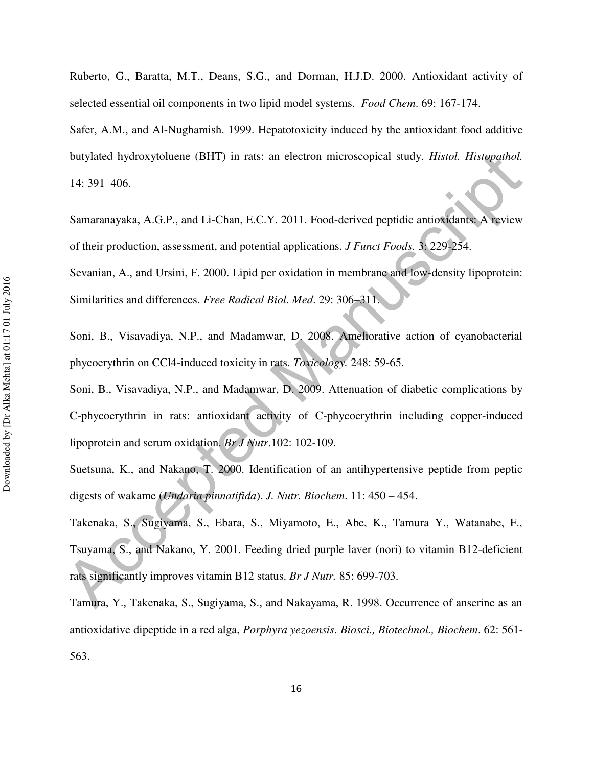Ruberto, G., Baratta, M.T., Deans, S.G., and Dorman, H.J.D. 2000. Antioxidant activity of selected essential oil components in two lipid model systems. *Food Chem*. 69: 167-174.

Safer, A.M., and Al-Nughamish. 1999. Hepatotoxicity induced by the antioxidant food additive butylated hydroxytoluene (BHT) in rats: an electron microscopical study. *Histol. Histopathol.* 14: 391–406.

Samaranayaka, A.G.P., and Li-Chan, E.C.Y. 2011. Food-derived peptidic antioxidants: A review of their production, assessment, and potential applications. *J Funct Foods.* 3: 229-254.

Sevanian, A., and Ursini, F. 2000. Lipid per oxidation in membrane and low-density lipoprotein: Similarities and differences. *Free Radical Biol. Med*. 29: 306–311.

Soni, B., Visavadiya, N.P., and Madamwar, D. 2008. Ameliorative action of cyanobacterial phycoerythrin on CCl4-induced toxicity in rats. *Toxicology.* 248: 59-65.

Soni, B., Visavadiya, N.P., and Madamwar, D. 2009. Attenuation of diabetic complications by C-phycoerythrin in rats: antioxidant activity of C-phycoerythrin including copper-induced lipoprotein and serum oxidation. *Br J Nutr*.102: 102-109.

Suetsuna, K., and Nakano, T. 2000. Identification of an antihypertensive peptide from peptic digests of wakame (*Undaria pinnatifida*). *J. Nutr. Biochem*. 11: 450 – 454.

Takenaka, S., Sugiyama, S., Ebara, S., Miyamoto, E., Abe, K., Tamura Y., Watanabe, F., Tsuyama, S., and Nakano, Y. 2001. Feeding dried purple laver (nori) to vitamin B12-deficient rats significantly improves vitamin B12 status. *Br J Nutr.* 85: 699-703.

Tamura, Y., Takenaka, S., Sugiyama, S., and Nakayama, R. 1998. Occurrence of anserine as an antioxidative dipeptide in a red alga, *Porphyra yezoensis*. *Biosci., Biotechnol., Biochem*. 62: 561-563.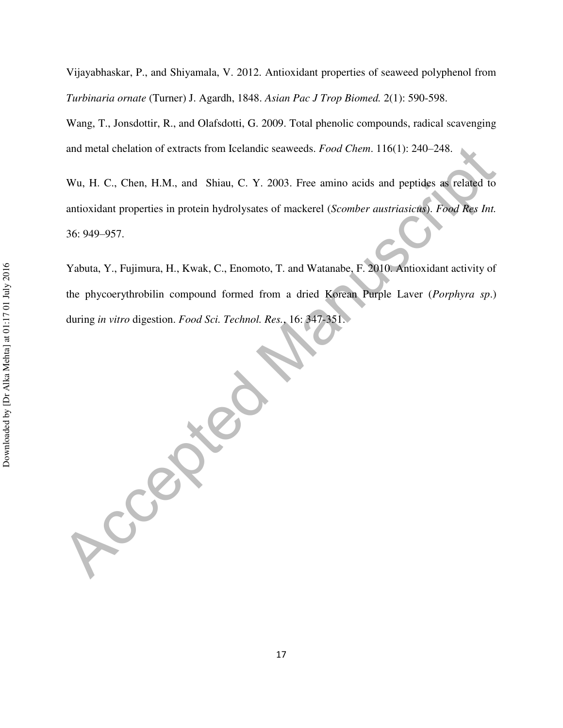Vijayabhaskar, P., and Shiyamala, V. 2012. Antioxidant properties of seaweed polyphenol from *Turbinaria ornate* (Turner) J. Agardh, 1848. *Asian Pac J Trop Biomed.* 2(1): 590-598.

Wang, T., Jonsdottir, R., and Olafsdotti, G. 2009. Total phenolic compounds, radical scavenging and metal chelation of extracts from Icelandic seaweeds. *Food Chem*. 116(1): 240–248.

Wu, H. C., Chen, H.M., and Shiau, C. Y. 2003. Free amino acids and peptides as related to antioxidant properties in protein hydrolysates of mackerel (*Scomber austriasicus*). *Food Res Int.* 36: 949–957.

Yabuta, Y., Fujimura, H., Kwak, C., Enomoto, T. and Watanabe, F. 2010. Antioxidant activity of the phycoerythrobilin compound formed from a dried Korean Purple Laver (*Porphyra sp*.) during *in vitro* digestion. *Food Sci. Technol. Res.*, 16: 347-351.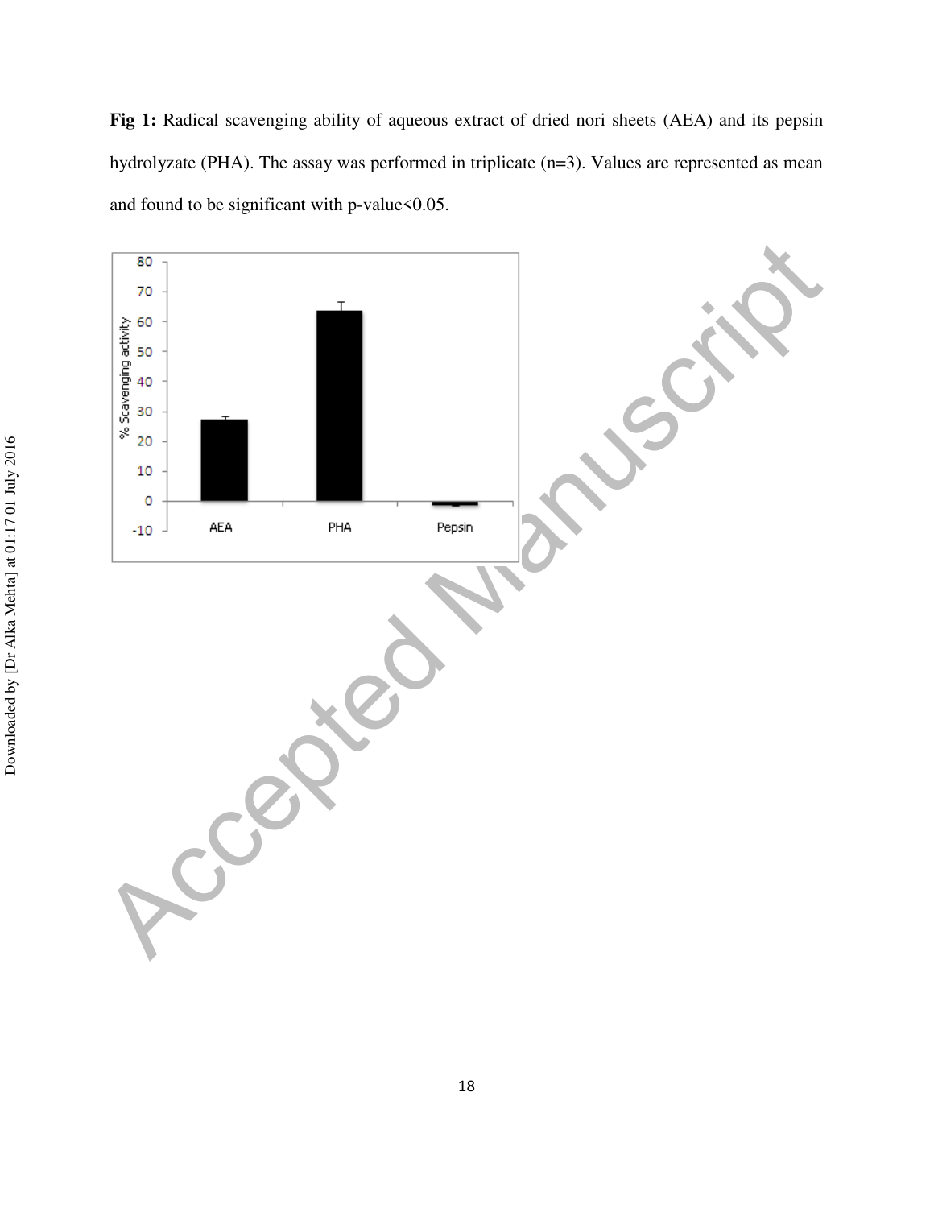**Fig 1:** Radical scavenging ability of aqueous extract of dried nori sheets (AEA) and its pepsin hydrolyzate (PHA). The assay was performed in triplicate (n=3). Values are represented as mean and found to be significant with p-value<0.05.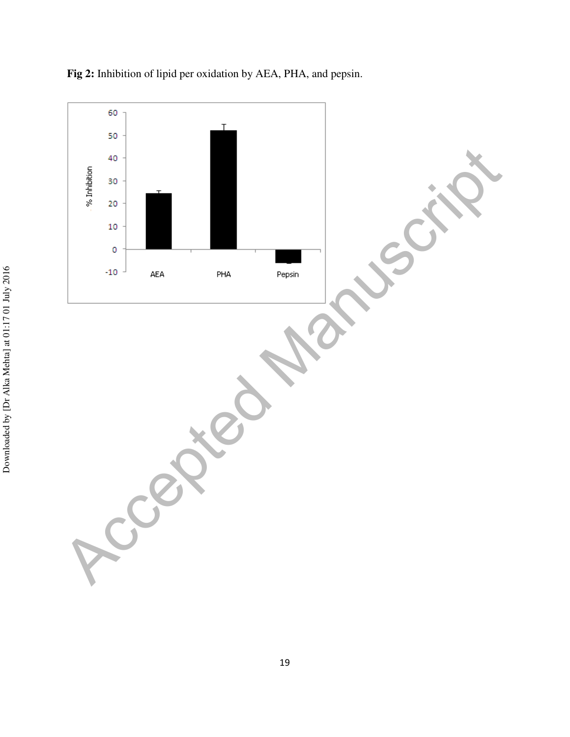**Fig 2:** Inhibition of lipid per oxidation by AEA, PHA, and pepsin.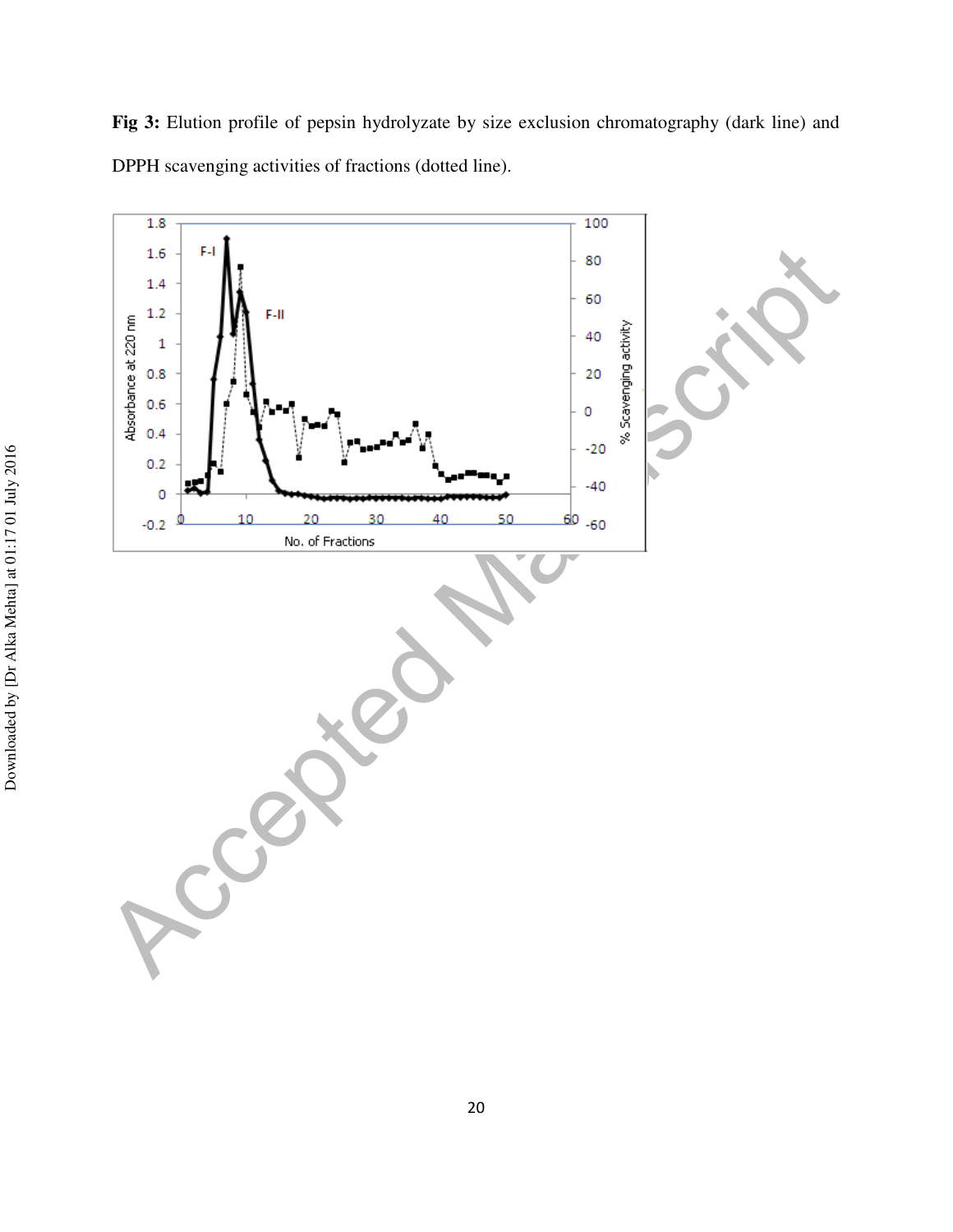**Fig 3:** Elution profile of pepsin hydrolyzate by size exclusion chromatography (dark line) and DPPH scavenging activities of fractions (dotted line).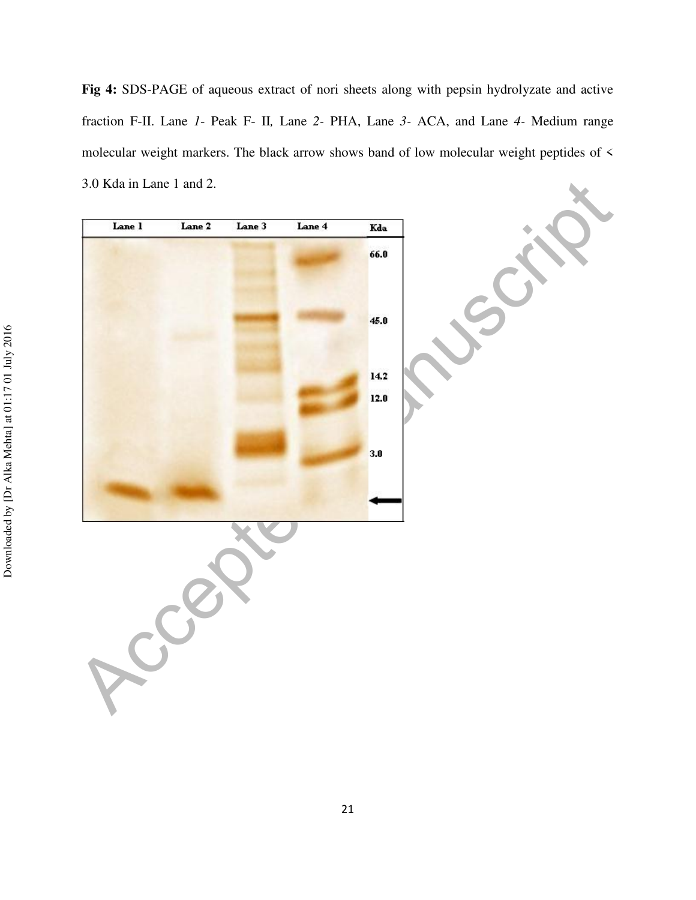**Fig 4:** SDS-PAGE of aqueous extract of nori sheets along with pepsin hydrolyzate and active fraction F-II. Lane *1*- Peak F- II, Lane *2*- PHA, Lane *3*- ACA, and Lane *4*- Medium range molecular weight markers. The black arrow shows band of low molecular weight peptides of < 3.0 Kda in Lane 1 and 2.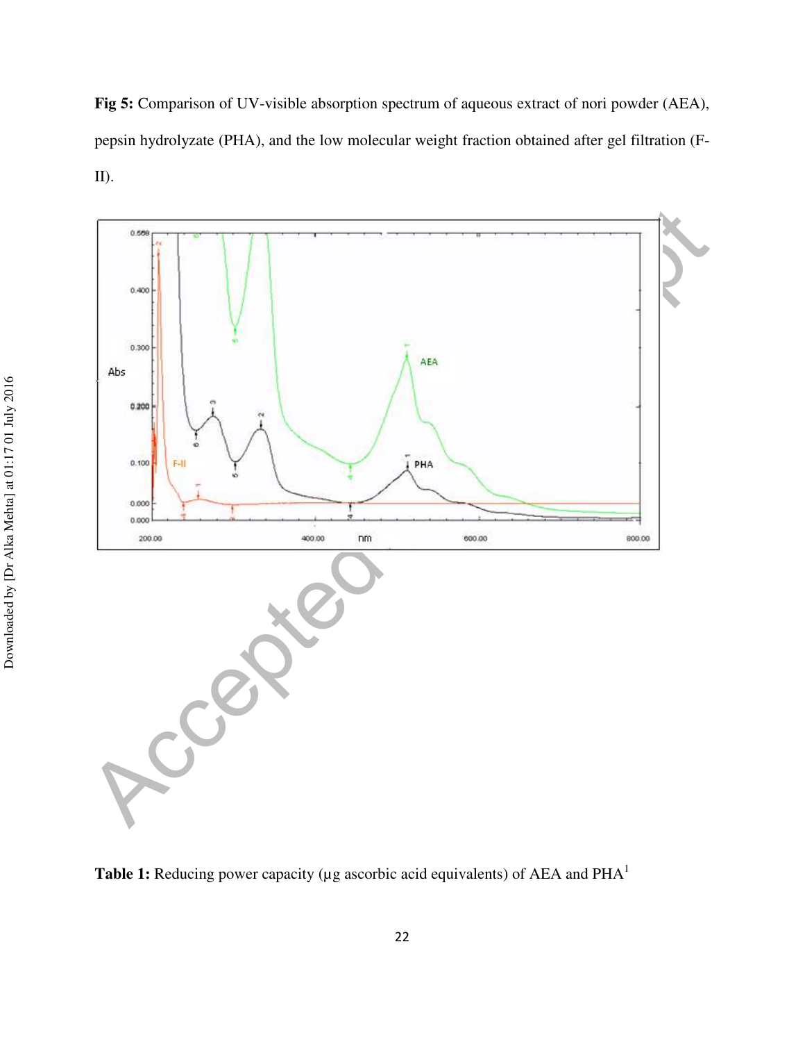**Fig 5:** Comparison of UV-visible absorption spectrum of aqueous extract of nori powder (AEA), pepsin hydrolyzate (PHA), and the low molecular weight fraction obtained after gel filtration (F-II).

**Table 1:** Reducing power capacity (µg ascorbic acid equivalents) of AEA and PHA[1]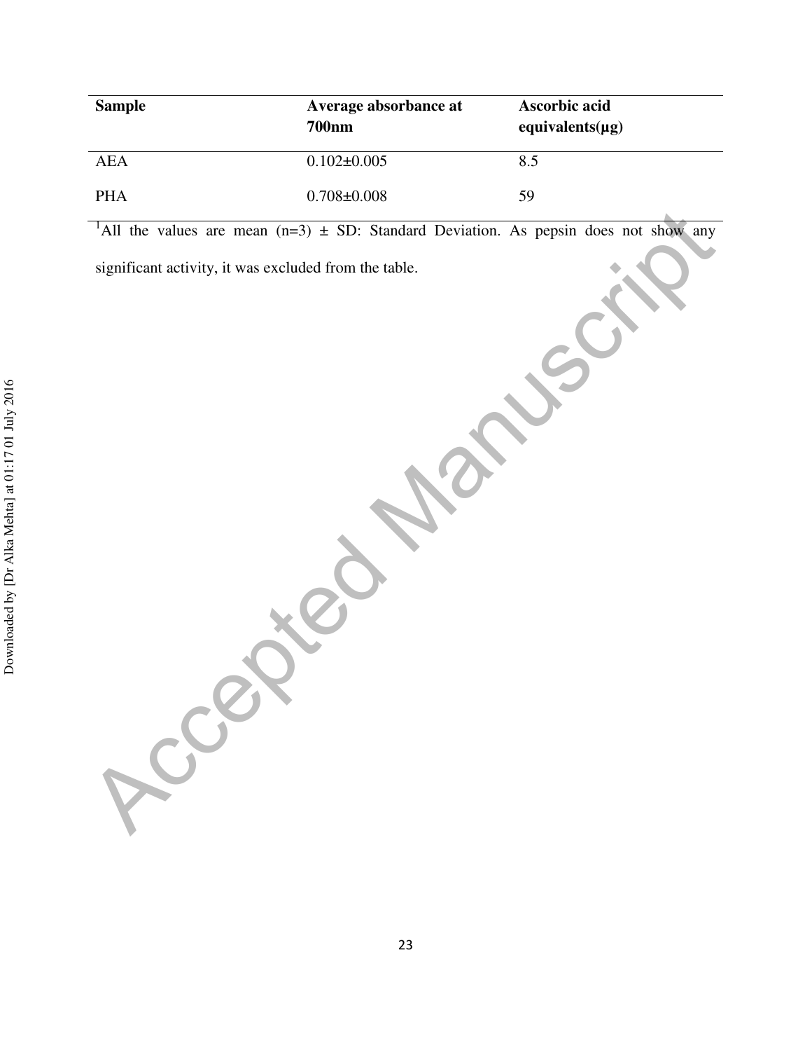| Sample | Average absorbance at 700nm | Ascorbic acid equivalents(µg) |
| --- | --- | --- |
| AEA | 0.102±0.005 | 8.5 |
| PHA | 0.708±0.008 | 59 |

[1]All the values are mean (n=3) ± SD: Standard Deviation. As pepsin does not show any significant activity, it was excluded from the table.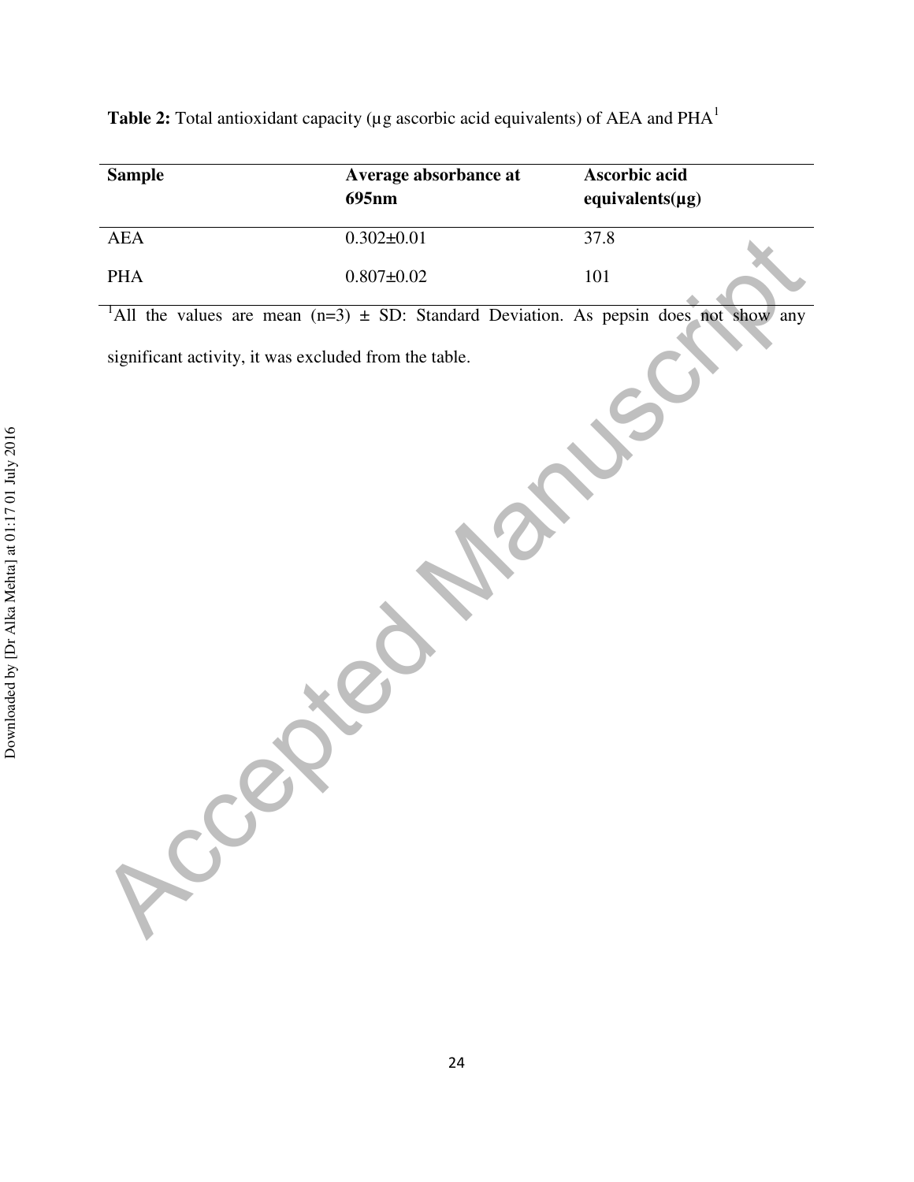**Table 2:** Total antioxidant capacity (µg ascorbic acid equivalents) of AEA and PHA[1]

| Sample | Average absorbance at 695nm | Ascorbic acid equivalents(µg) |
|---|---|---|
| AEA | 0.302±0.01 | 37.8 |
| PHA | 0.807±0.02 | 101 |

[1]All the values are mean (n=3) ± SD: Standard Deviation. As pepsin does not show any significant activity, it was excluded from the table.